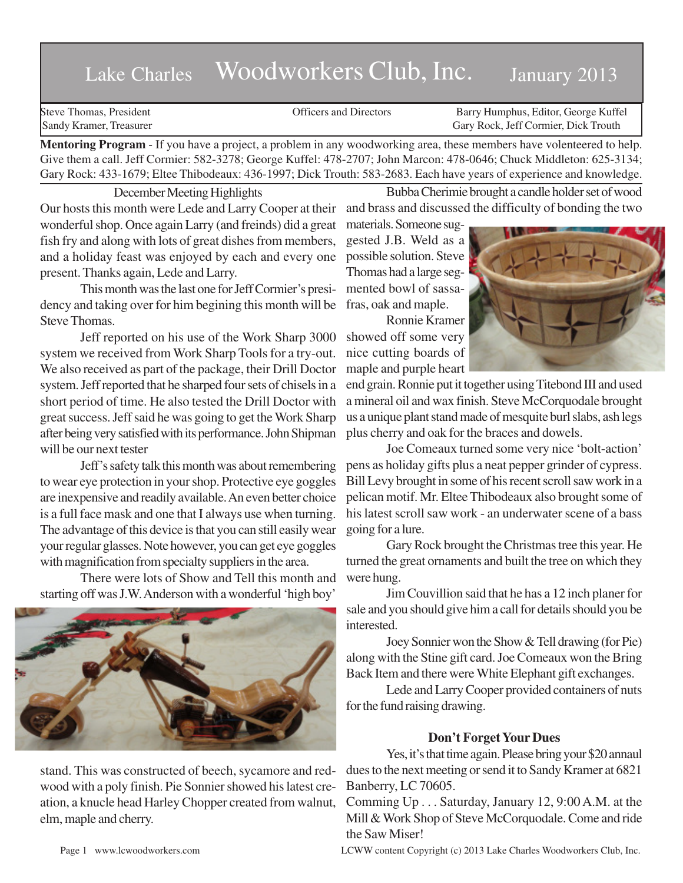# Lake Charles Woodworkers Club, Inc. January 2013

Steve Thomas, President
Sandy Kramer, Treasurer

Officers and Directors

Barry Humphus, Editor, George Kuffel
Gary Rock, Jeff Cormier, Dick Trouth

**Mentoring Program** - If you have a project, a problem in any woodworking area, these members have volenteered to help. Give them a call. Jeff Cormier: 582-3278; George Kuffel: 478-2707; John Marcon: 478-0646; Chuck Middleton: 625-3134; Gary Rock: 433-1679; Eltee Thibodeaux: 436-1997; Dick Trouth: 583-2683. Each have years of experience and knowledge.

## December Meeting Highlights

Our hosts this month were Lede and Larry Cooper at their wonderful shop. Once again Larry (and freinds) did a great fish fry and along with lots of great dishes from members, and a holiday feast was enjoyed by each and every one present. Thanks again, Lede and Larry.

This month was the last one for Jeff Cormier's presidency and taking over for him begining this month will be Steve Thomas.

Jeff reported on his use of the Work Sharp 3000 system we received from Work Sharp Tools for a try-out. We also received as part of the package, their Drill Doctor system. Jeff reported that he sharped four sets of chisels in a short period of time. He also tested the Drill Doctor with great success. Jeff said he was going to get the Work Sharp after being very satisfied with its performance. John Shipman will be our next tester

Jeff's safety talk this month was about remembering to wear eye protection in your shop. Protective eye goggles are inexpensive and readily available. An even better choice is a full face mask and one that I always use when turning. The advantage of this device is that you can still easily wear your regular glasses. Note however, you can get eye goggles with magnification from specialty suppliers in the area.

There were lots of Show and Tell this month and starting off was J.W. Anderson with a wonderful 'high boy' stand. This was constructed of beech, sycamore and redwood with a poly finish. Pie Sonnier showed his latest creation, a knucle head Harley Chopper created from walnut, elm, maple and cherry.

Bubba Cherimie brought a candle holder set of wood and brass and discussed the difficulty of bonding the two materials. Someone suggested J.B. Weld as a possible solution. Steve Thomas had a large segmented bowl of sassafras, oak and maple.

Ronnie Kramer showed off some very nice cutting boards of maple and purple heart end grain. Ronnie put it together using Titebond III and used a mineral oil and wax finish. Steve McCorquodale brought us a unique plant stand made of mesquite burl slabs, ash legs plus cherry and oak for the braces and dowels.

Joe Comeaux turned some very nice 'bolt-action' pens as holiday gifts plus a neat pepper grinder of cypress. Bill Levy brought in some of his recent scroll saw work in a pelican motif. Mr. Eltee Thibodeaux also brought some of his latest scroll saw work - an underwater scene of a bass going for a lure.

Gary Rock brought the Christmas tree this year. He turned the great ornaments and built the tree on which they were hung.

Jim Couvillion said that he has a 12 inch planer for sale and you should give him a call for details should you be interested.

Joey Sonnier won the Show & Tell drawing (for Pie) along with the Stine gift card. Joe Comeaux won the Bring Back Item and there were White Elephant gift exchanges.

Lede and Larry Cooper provided containers of nuts for the fund raising drawing.

### Don't Forget Your Dues

Yes, it's that time again. Please bring your $20 annaul dues to the next meeting or send it to Sandy Kramer at 6821 Banberry, LC 70605.

Comming Up . . . Saturday, January 12, 9:00 A.M. at the Mill & Work Shop of Steve McCorquodale. Come and ride the Saw Miser!

www.lcwoodworkers.com

LCWW content Copyright (c) 2013 Lake Charles Woodworkers Club, Inc.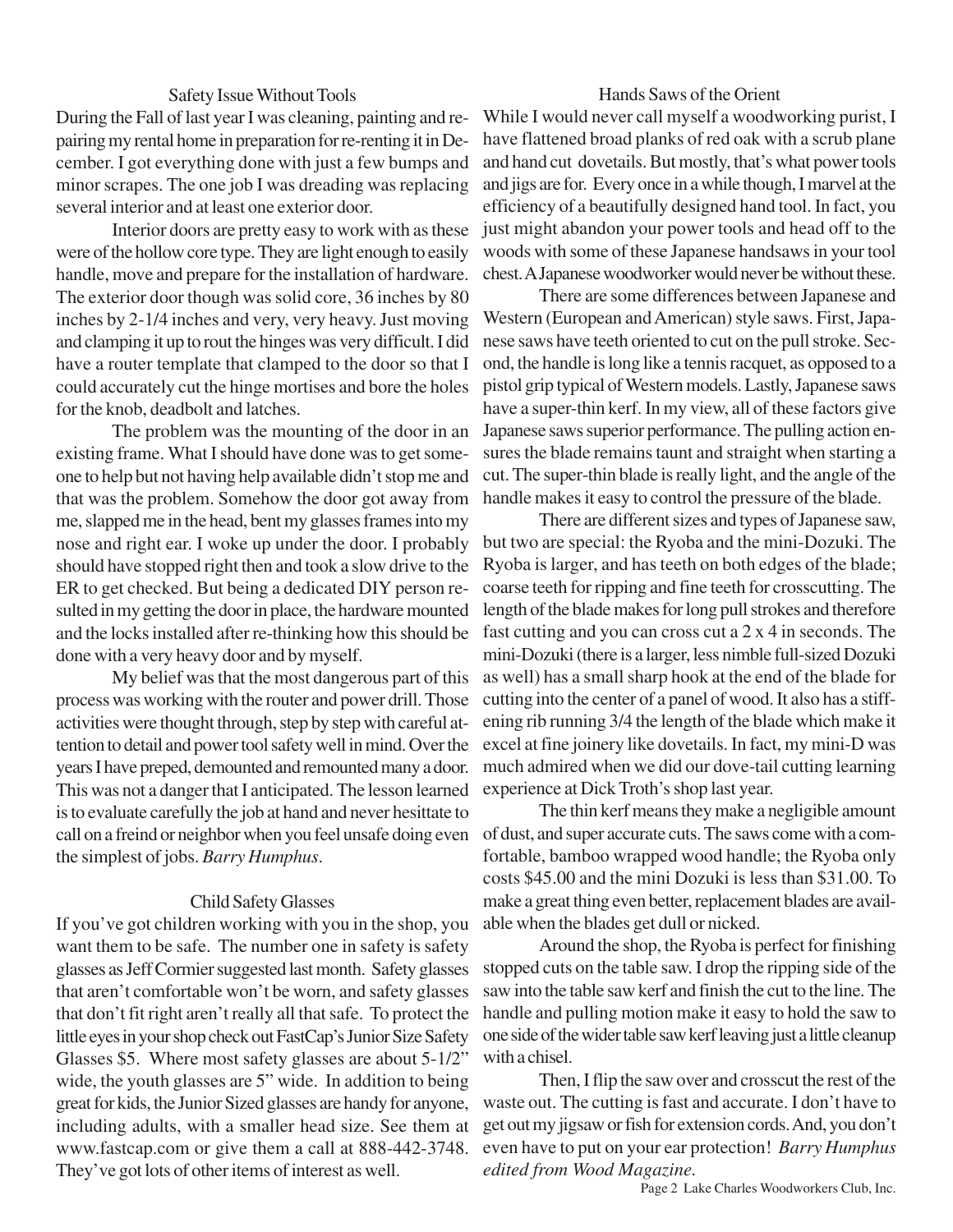## Safety Issue Without Tools

During the Fall of last year I was cleaning, painting and repairing my rental home in preparation for re-renting it in December. I got everything done with just a few bumps and minor scrapes. The one job I was dreading was replacing several interior and at least one exterior door.

Interior doors are pretty easy to work with as these were of the hollow core type. They are light enough to easily handle, move and prepare for the installation of hardware. The exterior door though was solid core, 36 inches by 80 inches by 2-1/4 inches and very, very heavy. Just moving and clamping it up to rout the hinges was very difficult. I did have a router template that clamped to the door so that I could accurately cut the hinge mortises and bore the holes for the knob, deadbolt and latches.

The problem was the mounting of the door in an existing frame. What I should have done was to get someone to help but not having help available didn't stop me and that was the problem. Somehow the door got away from me, slapped me in the head, bent my glasses frames into my nose and right ear. I woke up under the door. I probably should have stopped right then and took a slow drive to the ER to get checked. But being a dedicated DIY person resulted in my getting the door in place, the hardware mounted and the locks installed after re-thinking how this should be done with a very heavy door and by myself.

My belief was that the most dangerous part of this process was working with the router and power drill. Those activities were thought through, step by step with careful attention to detail and power tool safety well in mind. Over the years I have preped, demounted and remounted many a door. This was not a danger that I anticipated. The lesson learned is to evaluate carefully the job at hand and never hesittate to call on a freind or neighbor when you feel unsafe doing even the simplest of jobs. *Barry Humphus.*

## Child Safety Glasses

If you've got children working with you in the shop, you want them to be safe. The number one in safety is safety glasses as Jeff Cormier suggested last month. Safety glasses that aren't comfortable won't be worn, and safety glasses that don't fit right aren't really all that safe. To protect the little eyes in your shop check out FastCap's Junior Size Safety Glasses $5. Where most safety glasses are about 5-1/2" wide, the youth glasses are 5" wide. In addition to being great for kids, the Junior Sized glasses are handy for anyone, including adults, with a smaller head size. See them at www.fastcap.com or give them a call at 888-442-3748. They've got lots of other items of interest as well.

## Hands Saws of the Orient

While I would never call myself a woodworking purist, I have flattened broad planks of red oak with a scrub plane and hand cut dovetails. But mostly, that's what power tools and jigs are for. Every once in a while though, I marvel at the efficiency of a beautifully designed hand tool. In fact, you just might abandon your power tools and head off to the woods with some of these Japanese handsaws in your tool chest. A Japanese woodworker would never be without these.

There are some differences between Japanese and Western (European and American) style saws. First, Japanese saws have teeth oriented to cut on the pull stroke. Second, the handle is long like a tennis racquet, as opposed to a pistol grip typical of Western models. Lastly, Japanese saws have a super-thin kerf. In my view, all of these factors give Japanese saws superior performance. The pulling action ensures the blade remains taunt and straight when starting a cut. The super-thin blade is really light, and the angle of the handle makes it easy to control the pressure of the blade.

There are different sizes and types of Japanese saw, but two are special: the Ryoba and the mini-Dozuki. The Ryoba is larger, and has teeth on both edges of the blade; coarse teeth for ripping and fine teeth for crosscutting. The length of the blade makes for long pull strokes and therefore fast cutting and you can cross cut a 2 x 4 in seconds. The mini-Dozuki (there is a larger, less nimble full-sized Dozuki as well) has a small sharp hook at the end of the blade for cutting into the center of a panel of wood. It also has a stiffening rib running 3/4 the length of the blade which make it excel at fine joinery like dovetails. In fact, my mini-D was much admired when we did our dove-tail cutting learning experience at Dick Troth's shop last year.

The thin kerf means they make a negligible amount of dust, and super accurate cuts. The saws come with a comfortable, bamboo wrapped wood handle; the Ryoba only costs $45.00 and the mini Dozuki is less than $31.00. To make a great thing even better, replacement blades are available when the blades get dull or nicked.

Around the shop, the Ryoba is perfect for finishing stopped cuts on the table saw. I drop the ripping side of the saw into the table saw kerf and finish the cut to the line. The handle and pulling motion make it easy to hold the saw to one side of the wider table saw kerf leaving just a little cleanup with a chisel.

Then, I flip the saw over and crosscut the rest of the waste out. The cutting is fast and accurate. I don't have to get out my jigsaw or fish for extension cords. And, you don't even have to put on your ear protection! *Barry Humphus edited from Wood Magazine.*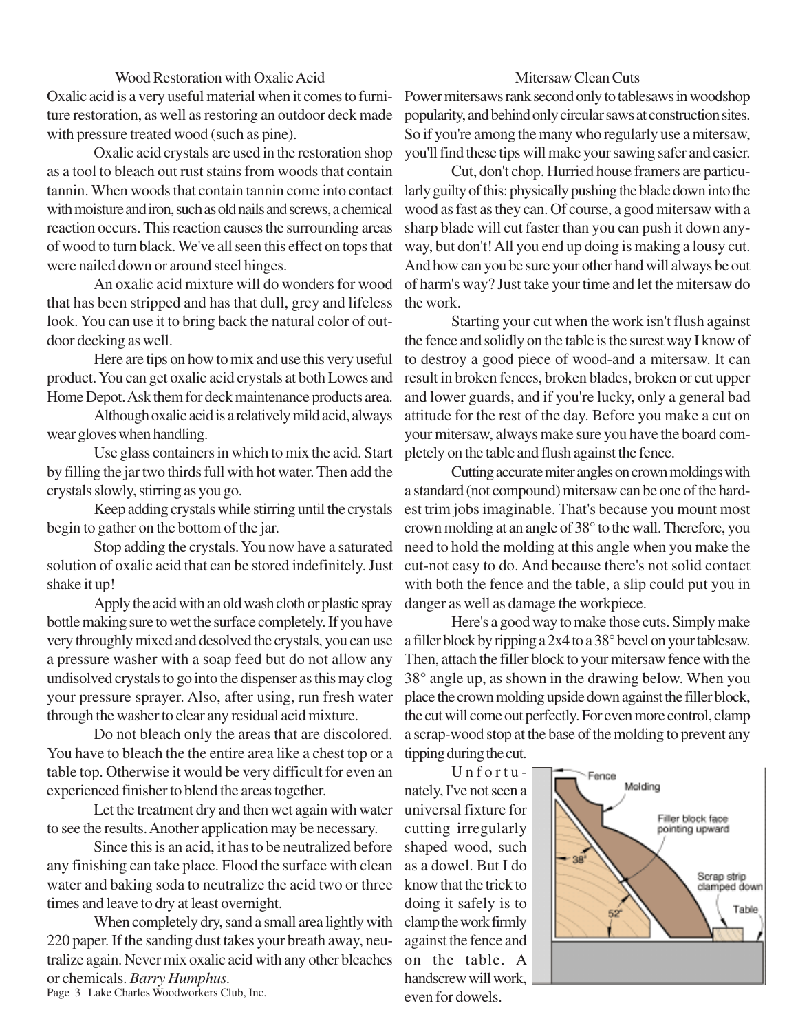## Wood Restoration with Oxalic Acid

Oxalic acid is a very useful material when it comes to furniture restoration, as well as restoring an outdoor deck made with pressure treated wood (such as pine).

Oxalic acid crystals are used in the restoration shop as a tool to bleach out rust stains from woods that contain tannin. When woods that contain tannin come into contact with moisture and iron, such as old nails and screws, a chemical reaction occurs. This reaction causes the surrounding areas of wood to turn black. We've all seen this effect on tops that were nailed down or around steel hinges.

An oxalic acid mixture will do wonders for wood that has been stripped and has that dull, grey and lifeless look. You can use it to bring back the natural color of outdoor decking as well.

Here are tips on how to mix and use this very useful product. You can get oxalic acid crystals at both Lowes and Home Depot. Ask them for deck maintenance products area.

Although oxalic acid is a relatively mild acid, always wear gloves when handling.

Use glass containers in which to mix the acid. Start by filling the jar two thirds full with hot water. Then add the crystals slowly, stirring as you go.

Keep adding crystals while stirring until the crystals begin to gather on the bottom of the jar.

Stop adding the crystals. You now have a saturated solution of oxalic acid that can be stored indefinitely. Just shake it up!

Apply the acid with an old wash cloth or plastic spray bottle making sure to wet the surface completely. If you have very throughly mixed and desolved the crystals, you can use a pressure washer with a soap feed but do not allow any undisolved crystals to go into the dispenser as this may clog your pressure sprayer. Also, after using, run fresh water through the washer to clear any residual acid mixture.

Do not bleach only the areas that are discolored. You have to bleach the the entire area like a chest top or a table top. Otherwise it would be very difficult for even an experienced finisher to blend the areas together.

Let the treatment dry and then wet again with water to see the results. Another application may be necessary.

Since this is an acid, it has to be neutralized before any finishing can take place. Flood the surface with clean water and baking soda to neutralize the acid two or three times and leave to dry at least overnight.

When completely dry, sand a small area lightly with 220 paper. If the sanding dust takes your breath away, neutralize again. Never mix oxalic acid with any other bleaches or chemicals. *Barry Humphus.*

## Mitersaw Clean Cuts

Power mitersaws rank second only to tablesaws in woodshop popularity, and behind only circular saws at construction sites. So if you're among the many who regularly use a mitersaw, you'll find these tips will make your sawing safer and easier.

Cut, don't chop. Hurried house framers are particularly guilty of this: physically pushing the blade down into the wood as fast as they can. Of course, a good mitersaw with a sharp blade will cut faster than you can push it down anyway, but don't! All you end up doing is making a lousy cut. And how can you be sure your other hand will always be out of harm's way? Just take your time and let the mitersaw do the work.

Starting your cut when the work isn't flush against the fence and solidly on the table is the surest way I know of to destroy a good piece of wood-and a mitersaw. It can result in broken fences, broken blades, broken or cut upper and lower guards, and if you're lucky, only a general bad attitude for the rest of the day. Before you make a cut on your mitersaw, always make sure you have the board completely on the table and flush against the fence.

Cutting accurate miter angles on crown moldings with a standard (not compound) mitersaw can be one of the hardest trim jobs imaginable. That's because you mount most crown molding at an angle of 38° to the wall. Therefore, you need to hold the molding at this angle when you make the cut-not easy to do. And because there's not solid contact with both the fence and the table, a slip could put you in danger as well as damage the workpiece.

Here's a good way to make those cuts. Simply make a filler block by ripping a 2x4 to a 38° bevel on your tablesaw. Then, attach the filler block to your mitersaw fence with the 38° angle up, as shown in the drawing below. When you place the crown molding upside down against the filler block, the cut will come out perfectly. For even more control, clamp a scrap-wood stop at the base of the molding to prevent any tipping during the cut.

Fence — Molding — Filler block face pointing upward — 38° — 52° — Scrap strip clamped down — Table

Unfortunately, I've not seen a universal fixture for cutting irregularly shaped wood, such as a dowel. But I do know that the trick to doing it safely is to clamp the work firmly against the fence and on the table. A handscrew will work, even for dowels.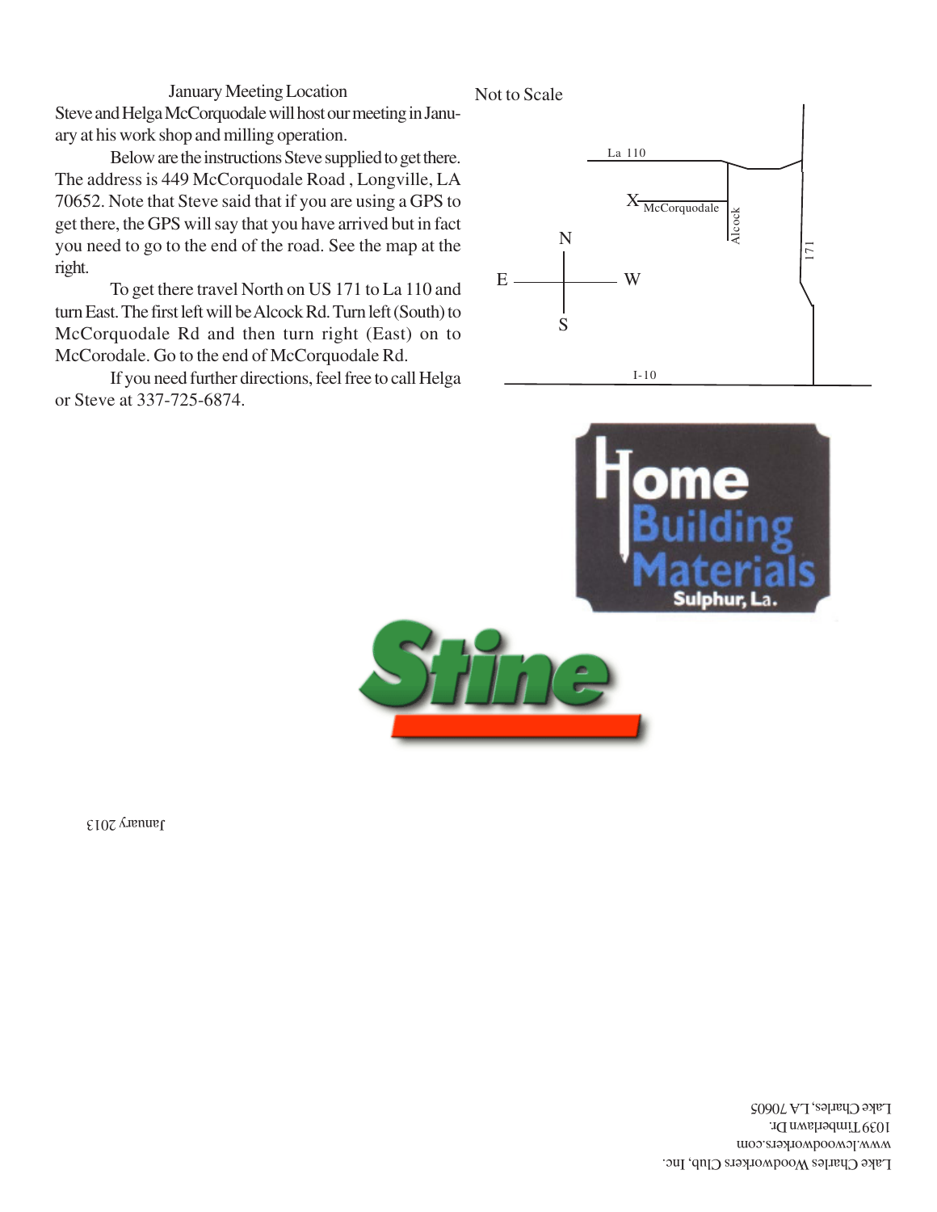### January Meeting Location

Steve and Helga McCorquodale will host our meeting in January at his work shop and milling operation.

Below are the instructions Steve supplied to get there. The address is 449 McCorquodale Road , Longville, LA 70652. Note that Steve said that if you are using a GPS to get there, the GPS will say that you have arrived but in fact you need to go to the end of the road. See the map at the right.

To get there travel North on US 171 to La 110 and turn East. The first left will be Alcock Rd. Turn left (South) to McCorquodale Rd and then turn right (East) on to McCorodale. Go to the end of McCorquodale Rd.

If you need further directions, feel free to call Helga or Steve at 337-725-6874.

Not to Scale

La 110

X McCorquodale

Alcock

171

N

E

W

S

I-10

Home Building Materials

Sulphur, La.

Stine

January 2013

Lake Charles Woodworkers Club, Inc.
www.lcwoodworkers.com
1039 Timberlawn Dr.
Lake Charles, LA 70605